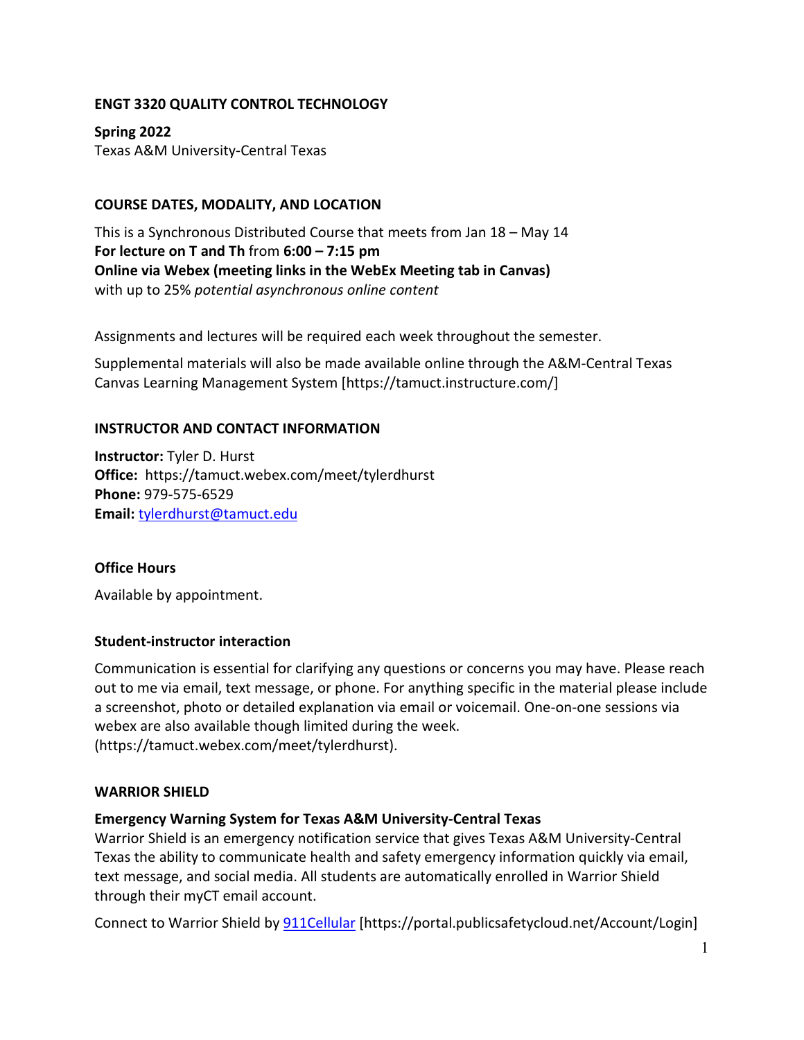## ENGT 3320 QUALITY CONTROL TECHNOLOGY

**Spring 2022**
Texas A&M University-Central Texas

### COURSE DATES, MODALITY, AND LOCATION

This is a Synchronous Distributed Course that meets from Jan 18 – May 14
**For lecture on T and Th** from **6:00 – 7:15 pm**
**Online via Webex (meeting links in the WebEx Meeting tab in Canvas)**
with up to 25% *potential asynchronous online content*

Assignments and lectures will be required each week throughout the semester.

Supplemental materials will also be made available online through the A&M-Central Texas Canvas Learning Management System [https://tamuct.instructure.com/]

### INSTRUCTOR AND CONTACT INFORMATION

**Instructor:** Tyler D. Hurst
**Office:** https://tamuct.webex.com/meet/tylerdhurst
**Phone:** 979-575-6529
**Email:** tylerdhurst@tamuct.edu

#### Office Hours

Available by appointment.

#### Student-instructor interaction

Communication is essential for clarifying any questions or concerns you may have. Please reach out to me via email, text message, or phone. For anything specific in the material please include a screenshot, photo or detailed explanation via email or voicemail. One-on-one sessions via webex are also available though limited during the week. (https://tamuct.webex.com/meet/tylerdhurst).

### WARRIOR SHIELD

#### Emergency Warning System for Texas A&M University-Central Texas

Warrior Shield is an emergency notification service that gives Texas A&M University-Central Texas the ability to communicate health and safety emergency information quickly via email, text message, and social media. All students are automatically enrolled in Warrior Shield through their myCT email account.

Connect to Warrior Shield by 911Cellular [https://portal.publicsafetycloud.net/Account/Login]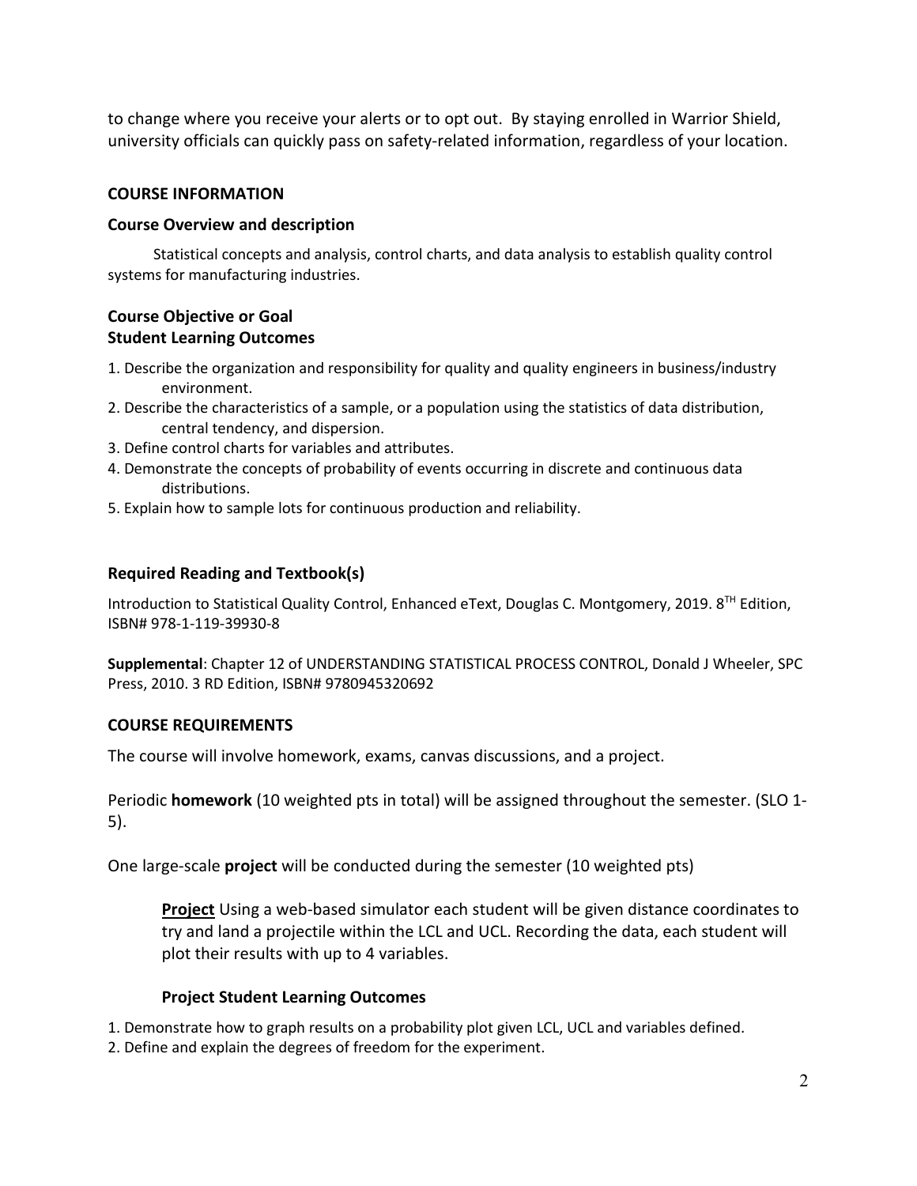to change where you receive your alerts or to opt out. By staying enrolled in Warrior Shield, university officials can quickly pass on safety-related information, regardless of your location.

## COURSE INFORMATION

### Course Overview and description

Statistical concepts and analysis, control charts, and data analysis to establish quality control systems for manufacturing industries.

### Course Objective or Goal
### Student Learning Outcomes

1. Describe the organization and responsibility for quality and quality engineers in business/industry environment.
2. Describe the characteristics of a sample, or a population using the statistics of data distribution, central tendency, and dispersion.
3. Define control charts for variables and attributes.
4. Demonstrate the concepts of probability of events occurring in discrete and continuous data distributions.
5. Explain how to sample lots for continuous production and reliability.

### Required Reading and Textbook(s)

Introduction to Statistical Quality Control, Enhanced eText, Douglas C. Montgomery, 2019. 8$^{TH}$ Edition, ISBN# 978-1-119-39930-8

**Supplemental**: Chapter 12 of UNDERSTANDING STATISTICAL PROCESS CONTROL, Donald J Wheeler, SPC Press, 2010. 3 RD Edition, ISBN# 9780945320692

## COURSE REQUIREMENTS

The course will involve homework, exams, canvas discussions, and a project.

Periodic **homework** (10 weighted pts in total) will be assigned throughout the semester. (SLO 1-5).

One large-scale **project** will be conducted during the semester (10 weighted pts)

> **<u>Project</u>** Using a web-based simulator each student will be given distance coordinates to try and land a projectile within the LCL and UCL. Recording the data, each student will plot their results with up to 4 variables.
>
> **Project Student Learning Outcomes**

1. Demonstrate how to graph results on a probability plot given LCL, UCL and variables defined.
2. Define and explain the degrees of freedom for the experiment.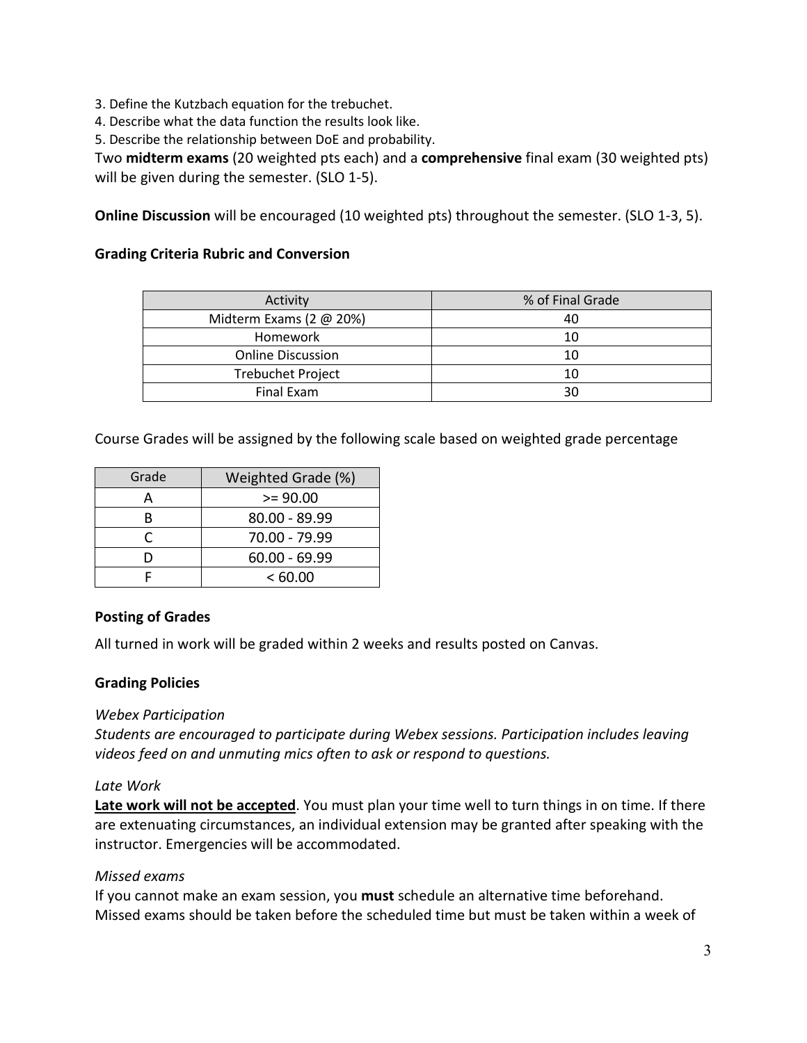3. Define the Kutzbach equation for the trebuchet.
4. Describe what the data function the results look like.
5. Describe the relationship between DoE and probability.

Two **midterm exams** (20 weighted pts each) and a **comprehensive** final exam (30 weighted pts) will be given during the semester. (SLO 1-5).

**Online Discussion** will be encouraged (10 weighted pts) throughout the semester. (SLO 1-3, 5).

**Grading Criteria Rubric and Conversion**

| Activity | % of Final Grade |
|---|---|
| Midterm Exams (2 @ 20%) | 40 |
| Homework | 10 |
| Online Discussion | 10 |
| Trebuchet Project | 10 |
| Final Exam | 30 |

Course Grades will be assigned by the following scale based on weighted grade percentage

| Grade | Weighted Grade (%) |
|---|---|
| A | >= 90.00 |
| B | 80.00 - 89.99 |
| C | 70.00 - 79.99 |
| D | 60.00 - 69.99 |
| F | < 60.00 |

**Posting of Grades**

All turned in work will be graded within 2 weeks and results posted on Canvas.

**Grading Policies**

*Webex Participation*

*Students are encouraged to participate during Webex sessions. Participation includes leaving videos feed on and unmuting mics often to ask or respond to questions.*

*Late Work*

**Late work will not be accepted**. You must plan your time well to turn things in on time. If there are extenuating circumstances, an individual extension may be granted after speaking with the instructor. Emergencies will be accommodated.

*Missed exams*

If you cannot make an exam session, you **must** schedule an alternative time beforehand. Missed exams should be taken before the scheduled time but must be taken within a week of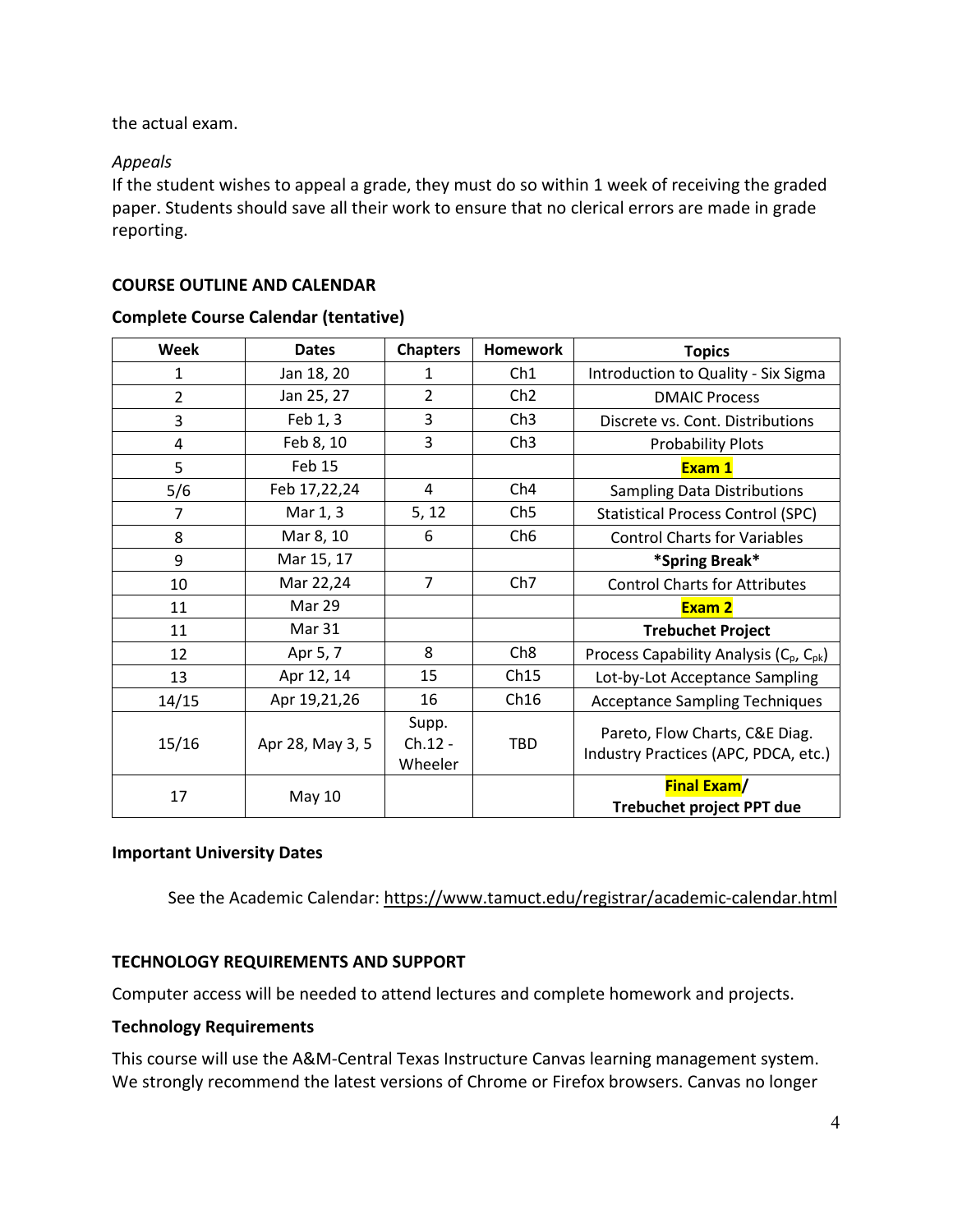the actual exam.

*Appeals*

If the student wishes to appeal a grade, they must do so within 1 week of receiving the graded paper. Students should save all their work to ensure that no clerical errors are made in grade reporting.

## COURSE OUTLINE AND CALENDAR

### Complete Course Calendar (tentative)

| Week | Dates | Chapters | Homework | Topics |
|---|---|---|---|---|
| 1 | Jan 18, 20 | 1 | Ch1 | Introduction to Quality - Six Sigma |
| 2 | Jan 25, 27 | 2 | Ch2 | DMAIC Process |
| 3 | Feb 1, 3 | 3 | Ch3 | Discrete vs. Cont. Distributions |
| 4 | Feb 8, 10 | 3 | Ch3 | Probability Plots |
| 5 | Feb 15 | | | **Exam 1** |
| 5/6 | Feb 17,22,24 | 4 | Ch4 | Sampling Data Distributions |
| 7 | Mar 1, 3 | 5, 12 | Ch5 | Statistical Process Control (SPC) |
| 8 | Mar 8, 10 | 6 | Ch6 | Control Charts for Variables |
| 9 | Mar 15, 17 | | | **\*Spring Break\*** |
| 10 | Mar 22,24 | 7 | Ch7 | Control Charts for Attributes |
| 11 | Mar 29 | | | **Exam 2** |
| 11 | Mar 31 | | | **Trebuchet Project** |
| 12 | Apr 5, 7 | 8 | Ch8 | Process Capability Analysis ($C_p$, $C_{pk}$) |
| 13 | Apr 12, 14 | 15 | Ch15 | Lot-by-Lot Acceptance Sampling |
| 14/15 | Apr 19,21,26 | 16 | Ch16 | Acceptance Sampling Techniques |
| 15/16 | Apr 28, May 3, 5 | Supp. Ch.12 - Wheeler | TBD | Pareto, Flow Charts, C&E Diag. Industry Practices (APC, PDCA, etc.) |
| 17 | May 10 | | | **Final Exam/ Trebuchet project PPT due** |

### Important University Dates

See the Academic Calendar: https://www.tamuct.edu/registrar/academic-calendar.html

## TECHNOLOGY REQUIREMENTS AND SUPPORT

Computer access will be needed to attend lectures and complete homework and projects.

### Technology Requirements

This course will use the A&M-Central Texas Instructure Canvas learning management system. We strongly recommend the latest versions of Chrome or Firefox browsers. Canvas no longer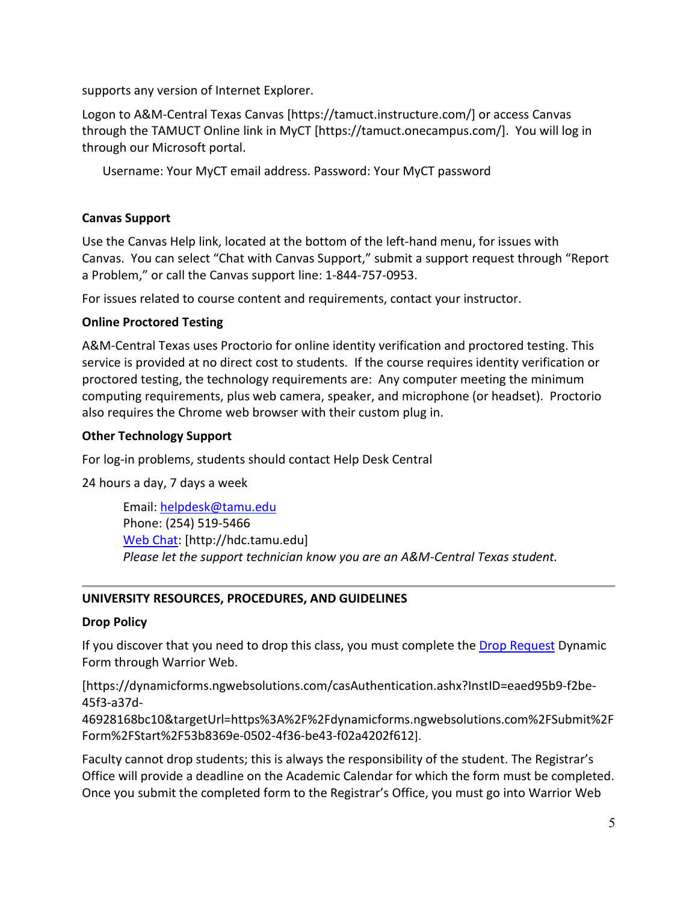supports any version of Internet Explorer.

Logon to A&M-Central Texas Canvas [https://tamuct.instructure.com/] or access Canvas through the TAMUCT Online link in MyCT [https://tamuct.onecampus.com/]. You will log in through our Microsoft portal.

Username: Your MyCT email address. Password: Your MyCT password

**Canvas Support**

Use the Canvas Help link, located at the bottom of the left-hand menu, for issues with Canvas. You can select "Chat with Canvas Support," submit a support request through "Report a Problem," or call the Canvas support line: 1-844-757-0953.

For issues related to course content and requirements, contact your instructor.

**Online Proctored Testing**

A&M-Central Texas uses Proctorio for online identity verification and proctored testing. This service is provided at no direct cost to students. If the course requires identity verification or proctored testing, the technology requirements are: Any computer meeting the minimum computing requirements, plus web camera, speaker, and microphone (or headset). Proctorio also requires the Chrome web browser with their custom plug in.

**Other Technology Support**

For log-in problems, students should contact Help Desk Central

24 hours a day, 7 days a week

Email: helpdesk@tamu.edu
Phone: (254) 519-5466
Web Chat: [http://hdc.tamu.edu]
*Please let the support technician know you are an A&M-Central Texas student.*

---

**UNIVERSITY RESOURCES, PROCEDURES, AND GUIDELINES**

**Drop Policy**

If you discover that you need to drop this class, you must complete the Drop Request Dynamic Form through Warrior Web.

[https://dynamicforms.ngwebsolutions.com/casAuthentication.ashx?InstID=eaed95b9-f2be-45f3-a37d-46928168bc10&targetUrl=https%3A%2F%2Fdynamicforms.ngwebsolutions.com%2FSubmit%2FForm%2FStart%2F53b8369e-0502-4f36-be43-f02a4202f612].

Faculty cannot drop students; this is always the responsibility of the student. The Registrar's Office will provide a deadline on the Academic Calendar for which the form must be completed. Once you submit the completed form to the Registrar's Office, you must go into Warrior Web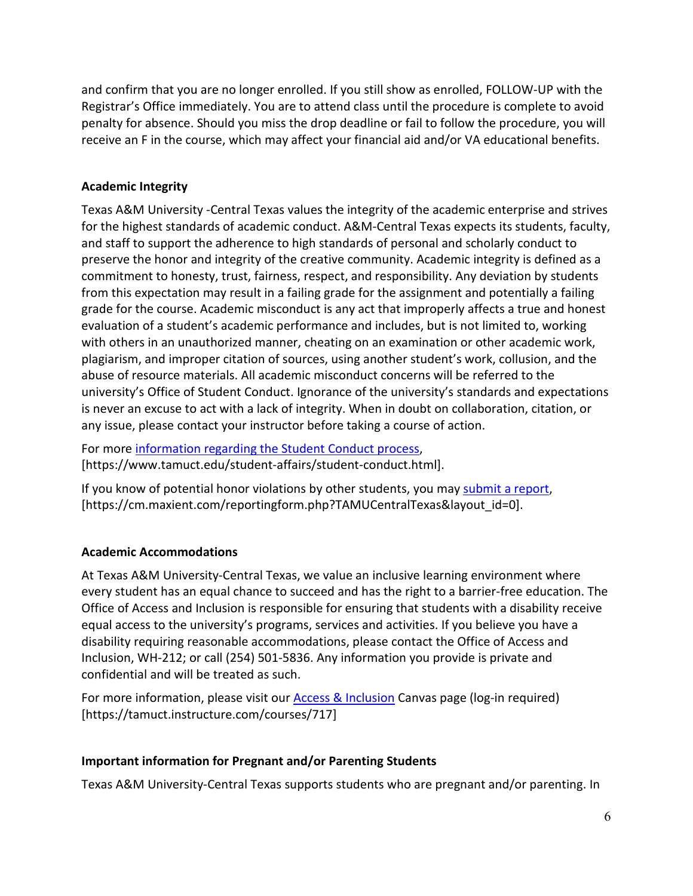and confirm that you are no longer enrolled. If you still show as enrolled, FOLLOW-UP with the Registrar's Office immediately. You are to attend class until the procedure is complete to avoid penalty for absence. Should you miss the drop deadline or fail to follow the procedure, you will receive an F in the course, which may affect your financial aid and/or VA educational benefits.

**Academic Integrity**

Texas A&M University -Central Texas values the integrity of the academic enterprise and strives for the highest standards of academic conduct. A&M-Central Texas expects its students, faculty, and staff to support the adherence to high standards of personal and scholarly conduct to preserve the honor and integrity of the creative community. Academic integrity is defined as a commitment to honesty, trust, fairness, respect, and responsibility. Any deviation by students from this expectation may result in a failing grade for the assignment and potentially a failing grade for the course. Academic misconduct is any act that improperly affects a true and honest evaluation of a student's academic performance and includes, but is not limited to, working with others in an unauthorized manner, cheating on an examination or other academic work, plagiarism, and improper citation of sources, using another student's work, collusion, and the abuse of resource materials. All academic misconduct concerns will be referred to the university's Office of Student Conduct. Ignorance of the university's standards and expectations is never an excuse to act with a lack of integrity. When in doubt on collaboration, citation, or any issue, please contact your instructor before taking a course of action.

For more information regarding the Student Conduct process, [https://www.tamuct.edu/student-affairs/student-conduct.html].

If you know of potential honor violations by other students, you may submit a report, [https://cm.maxient.com/reportingform.php?TAMUCentralTexas&layout_id=0].

**Academic Accommodations**

At Texas A&M University-Central Texas, we value an inclusive learning environment where every student has an equal chance to succeed and has the right to a barrier-free education. The Office of Access and Inclusion is responsible for ensuring that students with a disability receive equal access to the university's programs, services and activities. If you believe you have a disability requiring reasonable accommodations, please contact the Office of Access and Inclusion, WH-212; or call (254) 501-5836. Any information you provide is private and confidential and will be treated as such.

For more information, please visit our Access & Inclusion Canvas page (log-in required) [https://tamuct.instructure.com/courses/717]

**Important information for Pregnant and/or Parenting Students**

Texas A&M University-Central Texas supports students who are pregnant and/or parenting. In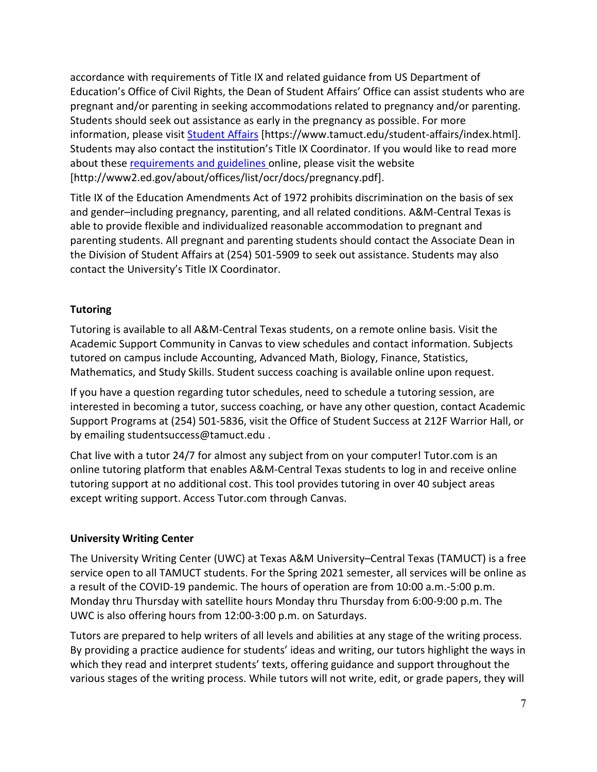accordance with requirements of Title IX and related guidance from US Department of Education's Office of Civil Rights, the Dean of Student Affairs' Office can assist students who are pregnant and/or parenting in seeking accommodations related to pregnancy and/or parenting. Students should seek out assistance as early in the pregnancy as possible. For more information, please visit [Student Affairs](https://www.tamuct.edu/student-affairs/index.html) [https://www.tamuct.edu/student-affairs/index.html]. Students may also contact the institution's Title IX Coordinator. If you would like to read more about these [requirements and guidelines](http://www2.ed.gov/about/offices/list/ocr/docs/pregnancy.pdf) online, please visit the website [http://www2.ed.gov/about/offices/list/ocr/docs/pregnancy.pdf].

Title IX of the Education Amendments Act of 1972 prohibits discrimination on the basis of sex and gender–including pregnancy, parenting, and all related conditions. A&M-Central Texas is able to provide flexible and individualized reasonable accommodation to pregnant and parenting students. All pregnant and parenting students should contact the Associate Dean in the Division of Student Affairs at (254) 501-5909 to seek out assistance. Students may also contact the University's Title IX Coordinator.

**Tutoring**

Tutoring is available to all A&M-Central Texas students, on a remote online basis. Visit the Academic Support Community in Canvas to view schedules and contact information. Subjects tutored on campus include Accounting, Advanced Math, Biology, Finance, Statistics, Mathematics, and Study Skills. Student success coaching is available online upon request.

If you have a question regarding tutor schedules, need to schedule a tutoring session, are interested in becoming a tutor, success coaching, or have any other question, contact Academic Support Programs at (254) 501-5836, visit the Office of Student Success at 212F Warrior Hall, or by emailing studentsuccess@tamuct.edu .

Chat live with a tutor 24/7 for almost any subject from on your computer! Tutor.com is an online tutoring platform that enables A&M-Central Texas students to log in and receive online tutoring support at no additional cost. This tool provides tutoring in over 40 subject areas except writing support. Access Tutor.com through Canvas.

**University Writing Center**

The University Writing Center (UWC) at Texas A&M University–Central Texas (TAMUCT) is a free service open to all TAMUCT students. For the Spring 2021 semester, all services will be online as a result of the COVID-19 pandemic. The hours of operation are from 10:00 a.m.-5:00 p.m. Monday thru Thursday with satellite hours Monday thru Thursday from 6:00-9:00 p.m. The UWC is also offering hours from 12:00-3:00 p.m. on Saturdays.

Tutors are prepared to help writers of all levels and abilities at any stage of the writing process. By providing a practice audience for students' ideas and writing, our tutors highlight the ways in which they read and interpret students' texts, offering guidance and support throughout the various stages of the writing process. While tutors will not write, edit, or grade papers, they will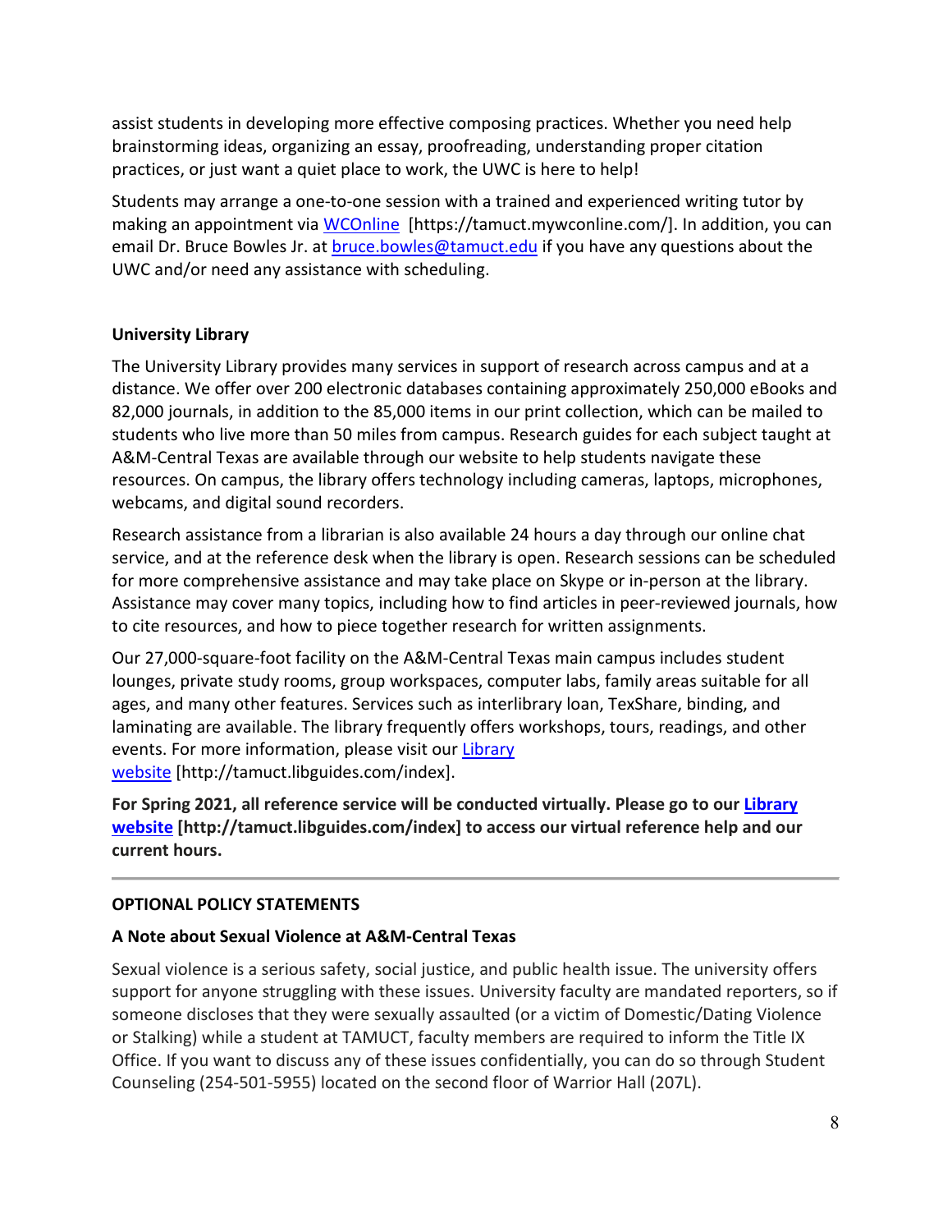assist students in developing more effective composing practices. Whether you need help brainstorming ideas, organizing an essay, proofreading, understanding proper citation practices, or just want a quiet place to work, the UWC is here to help!

Students may arrange a one-to-one session with a trained and experienced writing tutor by making an appointment via [WCOnline](https://tamuct.mywconline.com/) [https://tamuct.mywconline.com/]. In addition, you can email Dr. Bruce Bowles Jr. at [bruce.bowles@tamuct.edu](mailto:bruce.bowles@tamuct.edu) if you have any questions about the UWC and/or need any assistance with scheduling.

**University Library**

The University Library provides many services in support of research across campus and at a distance. We offer over 200 electronic databases containing approximately 250,000 eBooks and 82,000 journals, in addition to the 85,000 items in our print collection, which can be mailed to students who live more than 50 miles from campus. Research guides for each subject taught at A&M-Central Texas are available through our website to help students navigate these resources. On campus, the library offers technology including cameras, laptops, microphones, webcams, and digital sound recorders.

Research assistance from a librarian is also available 24 hours a day through our online chat service, and at the reference desk when the library is open. Research sessions can be scheduled for more comprehensive assistance and may take place on Skype or in-person at the library. Assistance may cover many topics, including how to find articles in peer-reviewed journals, how to cite resources, and how to piece together research for written assignments.

Our 27,000-square-foot facility on the A&M-Central Texas main campus includes student lounges, private study rooms, group workspaces, computer labs, family areas suitable for all ages, and many other features. Services such as interlibrary loan, TexShare, binding, and laminating are available. The library frequently offers workshops, tours, readings, and other events. For more information, please visit our [Library website](http://tamuct.libguides.com/index) [http://tamuct.libguides.com/index].

**For Spring 2021, all reference service will be conducted virtually. Please go to our [Library website](http://tamuct.libguides.com/index) [http://tamuct.libguides.com/index] to access our virtual reference help and our current hours.**

---

**OPTIONAL POLICY STATEMENTS**

**A Note about Sexual Violence at A&M-Central Texas**

Sexual violence is a serious safety, social justice, and public health issue. The university offers support for anyone struggling with these issues. University faculty are mandated reporters, so if someone discloses that they were sexually assaulted (or a victim of Domestic/Dating Violence or Stalking) while a student at TAMUCT, faculty members are required to inform the Title IX Office. If you want to discuss any of these issues confidentially, you can do so through Student Counseling (254-501-5955) located on the second floor of Warrior Hall (207L).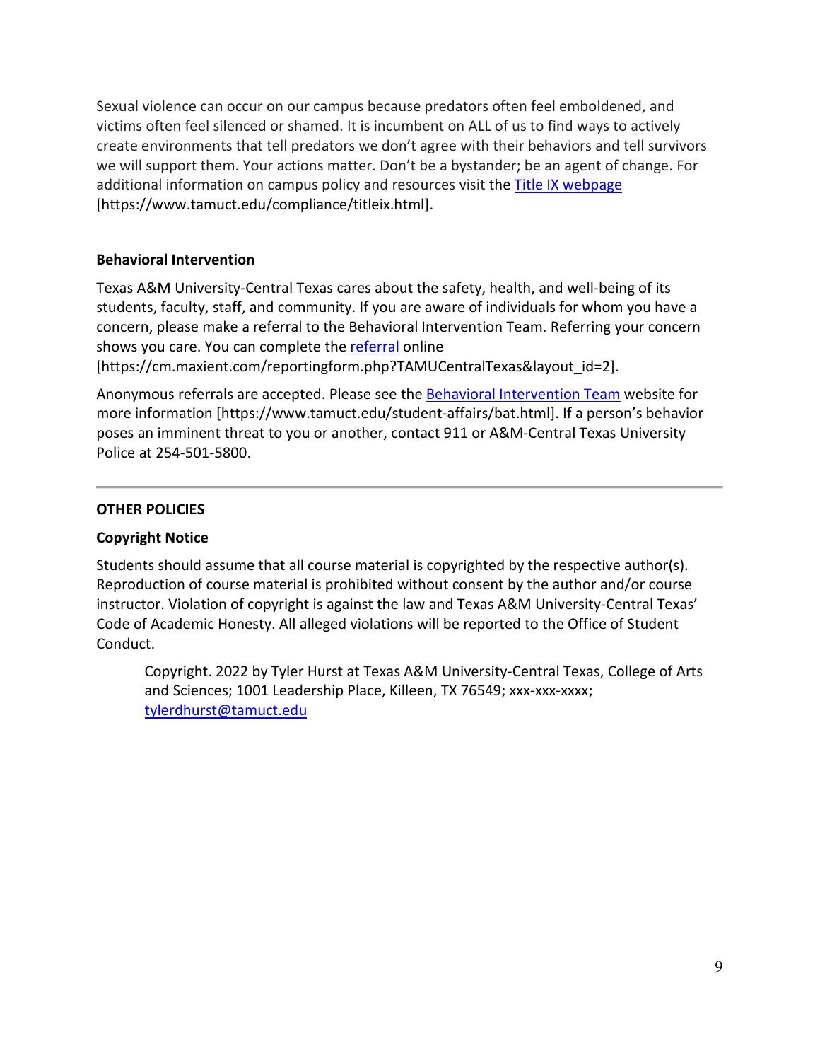Sexual violence can occur on our campus because predators often feel emboldened, and victims often feel silenced or shamed. It is incumbent on ALL of us to find ways to actively create environments that tell predators we don't agree with their behaviors and tell survivors we will support them. Your actions matter. Don't be a bystander; be an agent of change. For additional information on campus policy and resources visit the [Title IX webpage](https://www.tamuct.edu/compliance/titleix.html) [https://www.tamuct.edu/compliance/titleix.html].

**Behavioral Intervention**

Texas A&M University-Central Texas cares about the safety, health, and well-being of its students, faculty, staff, and community. If you are aware of individuals for whom you have a concern, please make a referral to the Behavioral Intervention Team. Referring your concern shows you care. You can complete the [referral](https://cm.maxient.com/reportingform.php?TAMUCentralTexas&layout_id=2) online [https://cm.maxient.com/reportingform.php?TAMUCentralTexas&layout_id=2].

Anonymous referrals are accepted. Please see the [Behavioral Intervention Team](https://www.tamuct.edu/student-affairs/bat.html) website for more information [https://www.tamuct.edu/student-affairs/bat.html]. If a person's behavior poses an imminent threat to you or another, contact 911 or A&M-Central Texas University Police at 254-501-5800.

---

## OTHER POLICIES

**Copyright Notice**

Students should assume that all course material is copyrighted by the respective author(s). Reproduction of course material is prohibited without consent by the author and/or course instructor. Violation of copyright is against the law and Texas A&M University-Central Texas' Code of Academic Honesty. All alleged violations will be reported to the Office of Student Conduct.

> Copyright. 2022 by Tyler Hurst at Texas A&M University-Central Texas, College of Arts and Sciences; 1001 Leadership Place, Killeen, TX 76549; xxx-xxx-xxxx; [tylerdhurst@tamuct.edu](mailto:tylerdhurst@tamuct.edu)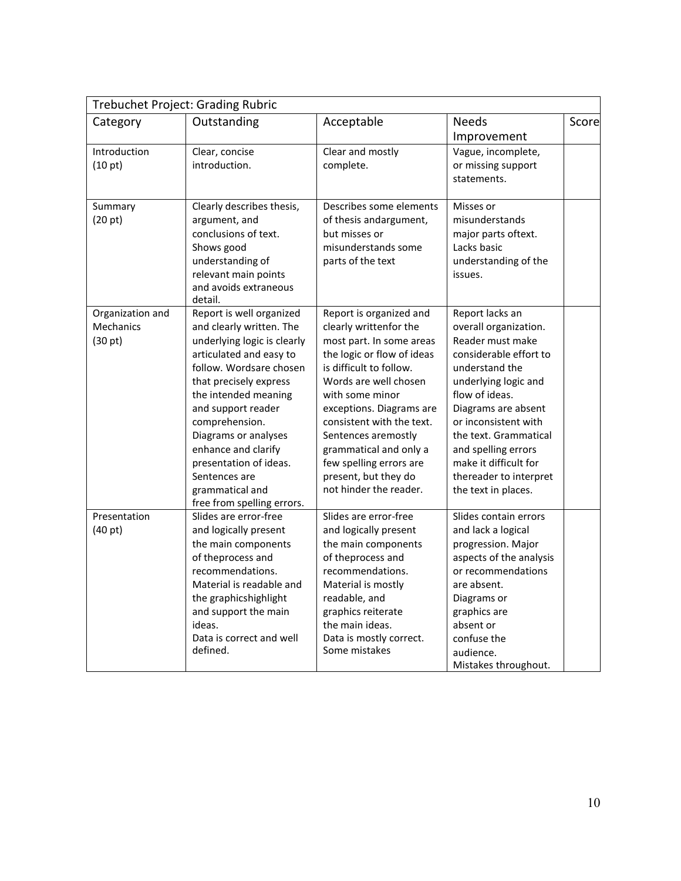| Trebuchet Project: Grading Rubric | | | | |
|---|---|---|---|---|
| Category | Outstanding | Acceptable | Needs Improvement | Score |
| Introduction (10 pt) | Clear, concise introduction. | Clear and mostly complete. | Vague, incomplete, or missing support statements. | |
| Summary (20 pt) | Clearly describes thesis, argument, and conclusions of text. Shows good understanding of relevant main points and avoids extraneous detail. | Describes some elements of thesis andargument, but misses or misunderstands some parts of the text | Misses or misunderstands major parts oftext. Lacks basic understanding of the issues. | |
| Organization and Mechanics (30 pt) | Report is well organized and clearly written. The underlying logic is clearly articulated and easy to follow. Wordsare chosen that precisely express the intended meaning and support reader comprehension. Diagrams or analyses enhance and clarify presentation of ideas. Sentences are grammatical and free from spelling errors. | Report is organized and clearly writtenfor the most part. In some areas the logic or flow of ideas is difficult to follow. Words are well chosen with some minor exceptions. Diagrams are consistent with the text. Sentences aremostly grammatical and only a few spelling errors are present, but they do not hinder the reader. | Report lacks an overall organization. Reader must make considerable effort to understand the underlying logic and flow of ideas. Diagrams are absent or inconsistent with the text. Grammatical and spelling errors make it difficult for thereader to interpret the text in places. | |
| Presentation (40 pt) | Slides are error-free and logically present the main components of theprocess and recommendations. Material is readable and the graphicshighlight and support the main ideas. Data is correct and well defined. | Slides are error-free and logically present the main components of theprocess and recommendations. Material is mostly readable, and graphics reiterate the main ideas. Data is mostly correct. Some mistakes | Slides contain errors and lack a logical progression. Major aspects of the analysis or recommendations are absent. Diagrams or graphics are absent or confuse the audience. Mistakes throughout. | |